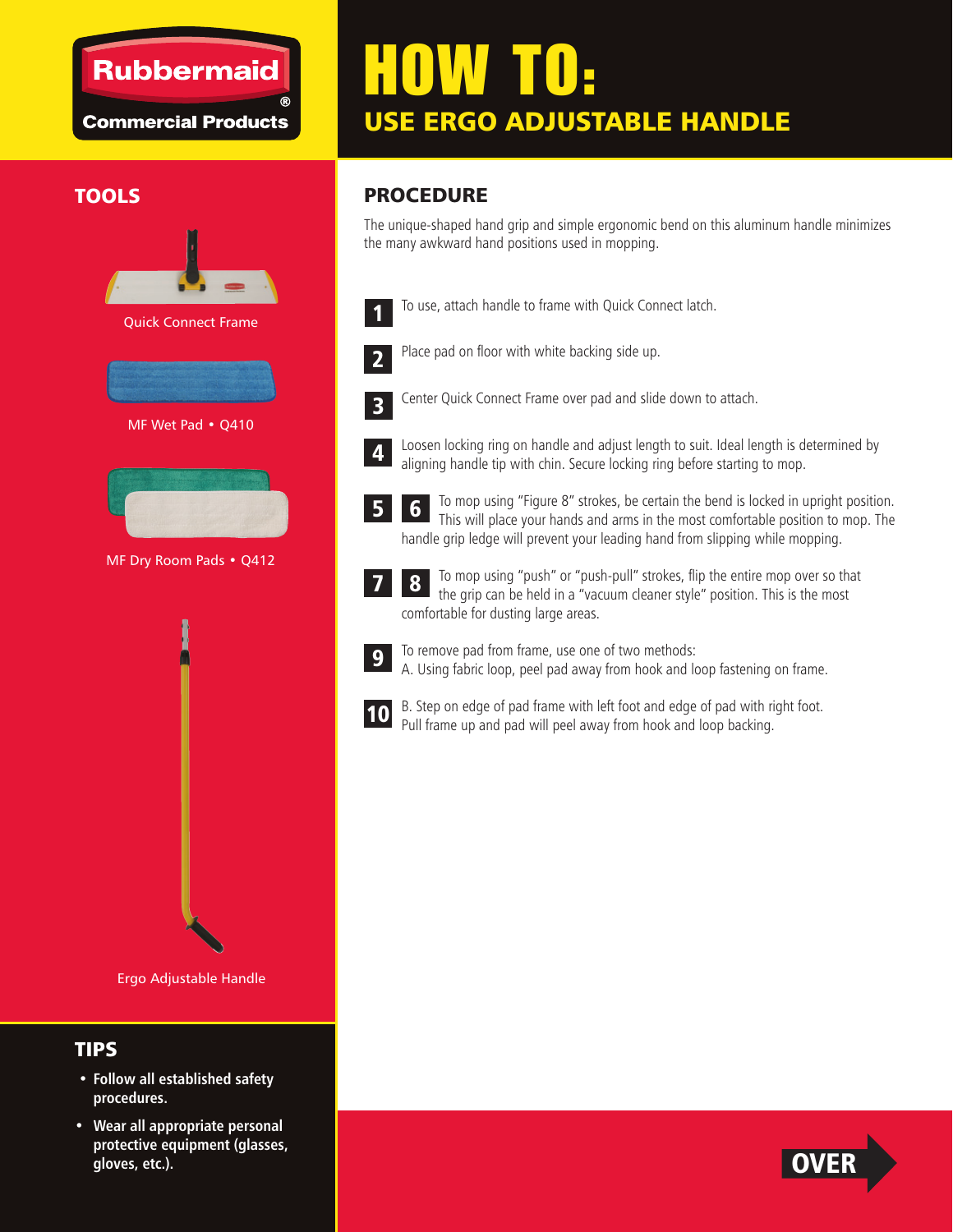Rubbermaid® Commercial Products

# HOW TO:

## USE ERGO ADJUSTABLE HANDLE

## TOOLS

Quick Connect Frame

MF Wet Pad • Q410

MF Dry Room Pads • Q412

Ergo Adjustable Handle

## PROCEDURE

The unique-shaped hand grip and simple ergonomic bend on this aluminum handle minimizes the many awkward hand positions used in mopping.

**1** To use, attach handle to frame with Quick Connect latch.

**2** Place pad on floor with white backing side up.

**3** Center Quick Connect Frame over pad and slide down to attach.

**4** Loosen locking ring on handle and adjust length to suit. Ideal length is determined by aligning handle tip with chin. Secure locking ring before starting to mop.

**5** **6** To mop using "Figure 8" strokes, be certain the bend is locked in upright position. This will place your hands and arms in the most comfortable position to mop. The handle grip ledge will prevent your leading hand from slipping while mopping.

**7** **8** To mop using "push" or "push-pull" strokes, flip the entire mop over so that the grip can be held in a "vacuum cleaner style" position. This is the most comfortable for dusting large areas.

**9** To remove pad from frame, use one of two methods:
A. Using fabric loop, peel pad away from hook and loop fastening on frame.

**10** B. Step on edge of pad frame with left foot and edge of pad with right foot. Pull frame up and pad will peel away from hook and loop backing.

## TIPS

- **Follow all established safety procedures.**
- **Wear all appropriate personal protective equipment (glasses, gloves, etc.).**

OVER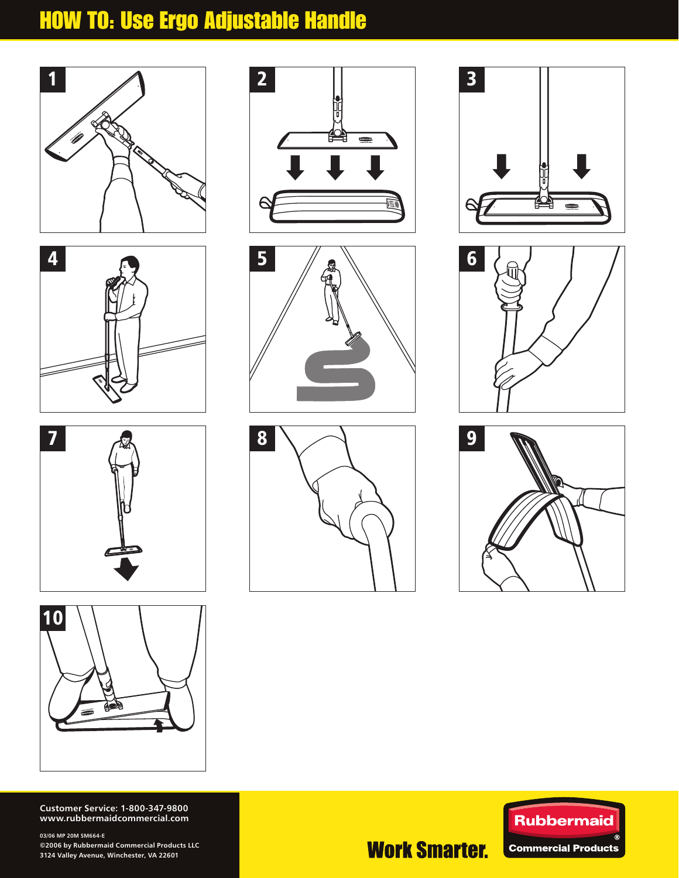# HOW TO: Use Ergo Adjustable Handle

1

2

3

4

5

6

7

8

9

10

Customer Service: 1-800-347-9800
www.rubbermaidcommercial.com

03/06 MP 20M SM664-E
©2006 by Rubbermaid Commercial Products LLC
3124 Valley Avenue, Winchester, VA 22601

Work Smarter.

Rubbermaid® Commercial Products